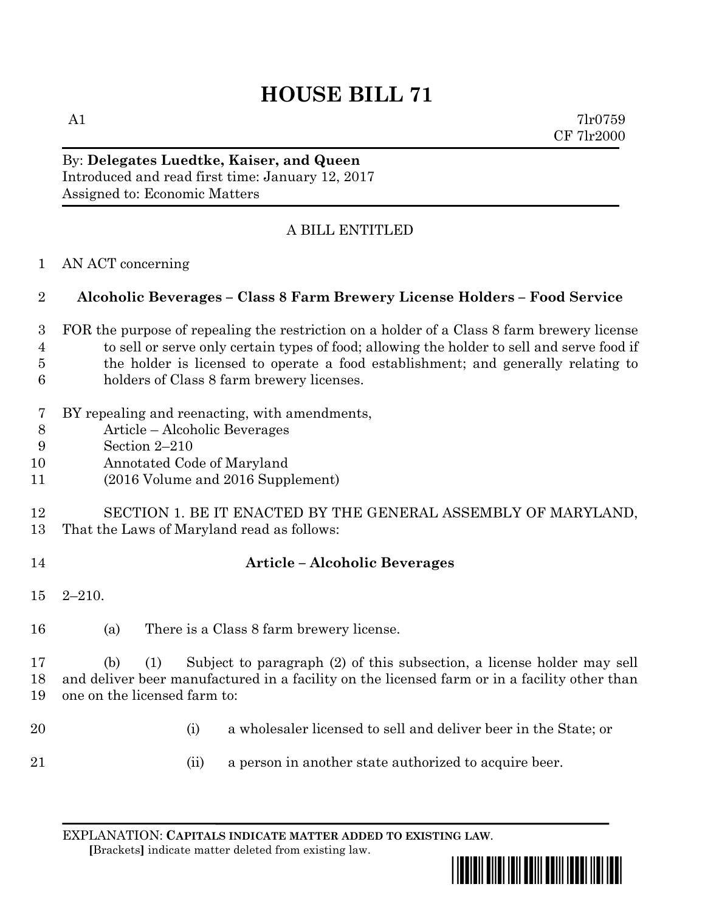# HOUSE BILL 71

A1 7lr0759
CF 7lr2000

By: **Delegates Luedtke, Kaiser, and Queen**
Introduced and read first time: January 12, 2017
Assigned to: Economic Matters

A BILL ENTITLED

AN ACT concerning

**Alcoholic Beverages – Class 8 Farm Brewery License Holders – Food Service**

FOR the purpose of repealing the restriction on a holder of a Class 8 farm brewery license to sell or serve only certain types of food; allowing the holder to sell and serve food if the holder is licensed to operate a food establishment; and generally relating to holders of Class 8 farm brewery licenses.

BY repealing and reenacting, with amendments,
Article – Alcoholic Beverages
Section 2–210
Annotated Code of Maryland
(2016 Volume and 2016 Supplement)

SECTION 1. BE IT ENACTED BY THE GENERAL ASSEMBLY OF MARYLAND, That the Laws of Maryland read as follows:

**Article – Alcoholic Beverages**

2–210.

(a) There is a Class 8 farm brewery license.

(b) (1) Subject to paragraph (2) of this subsection, a license holder may sell and deliver beer manufactured in a facility on the licensed farm or in a facility other than one on the licensed farm to:

(i) a wholesaler licensed to sell and deliver beer in the State; or

(ii) a person in another state authorized to acquire beer.

EXPLANATION: **CAPITALS INDICATE MATTER ADDED TO EXISTING LAW.**
[Brackets] indicate matter deleted from existing law.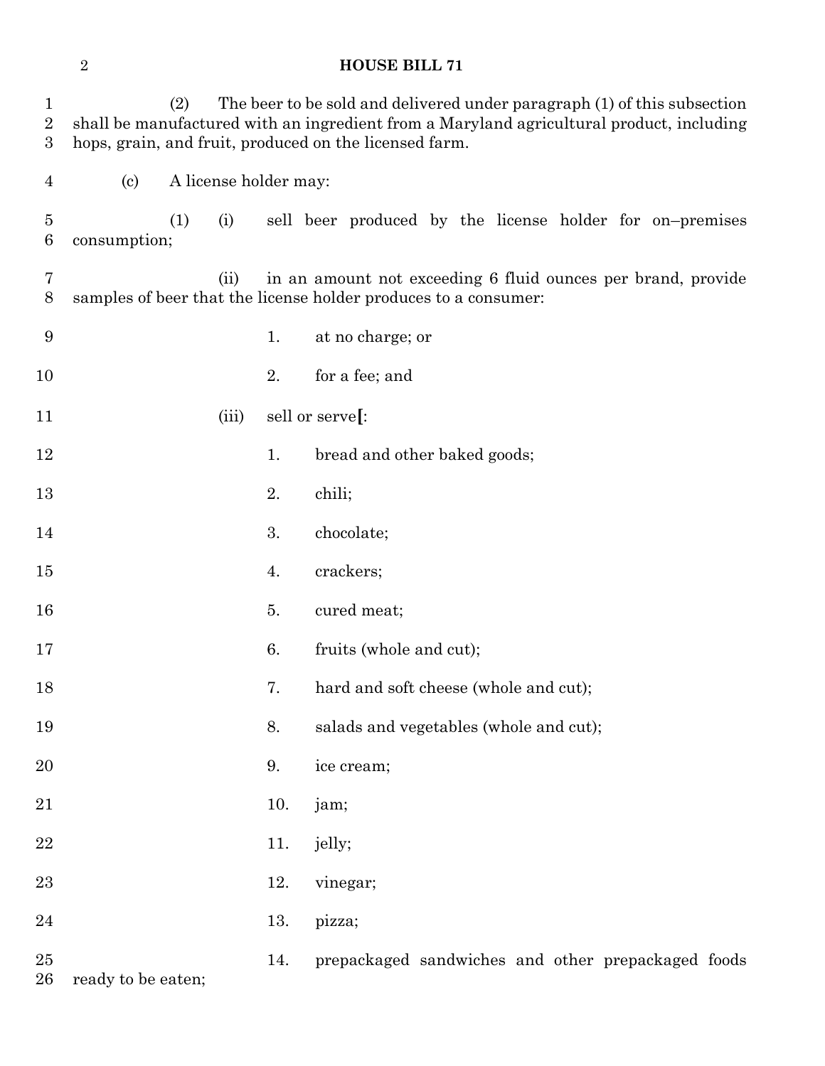(2) The beer to be sold and delivered under paragraph (1) of this subsection shall be manufactured with an ingredient from a Maryland agricultural product, including hops, grain, and fruit, produced on the licensed farm.

(c) A license holder may:

(1) (i) sell beer produced by the license holder for on–premises consumption;

(ii) in an amount not exceeding 6 fluid ounces per brand, provide samples of beer that the license holder produces to a consumer:

1. at no charge; or

2. for a fee; and

(iii) sell or serve[:

1. bread and other baked goods;

2. chili;

3. chocolate;

4. crackers;

5. cured meat;

6. fruits (whole and cut);

7. hard and soft cheese (whole and cut);

8. salads and vegetables (whole and cut);

9. ice cream;

10. jam;

11. jelly;

12. vinegar;

13. pizza;

14. prepackaged sandwiches and other prepackaged foods ready to be eaten;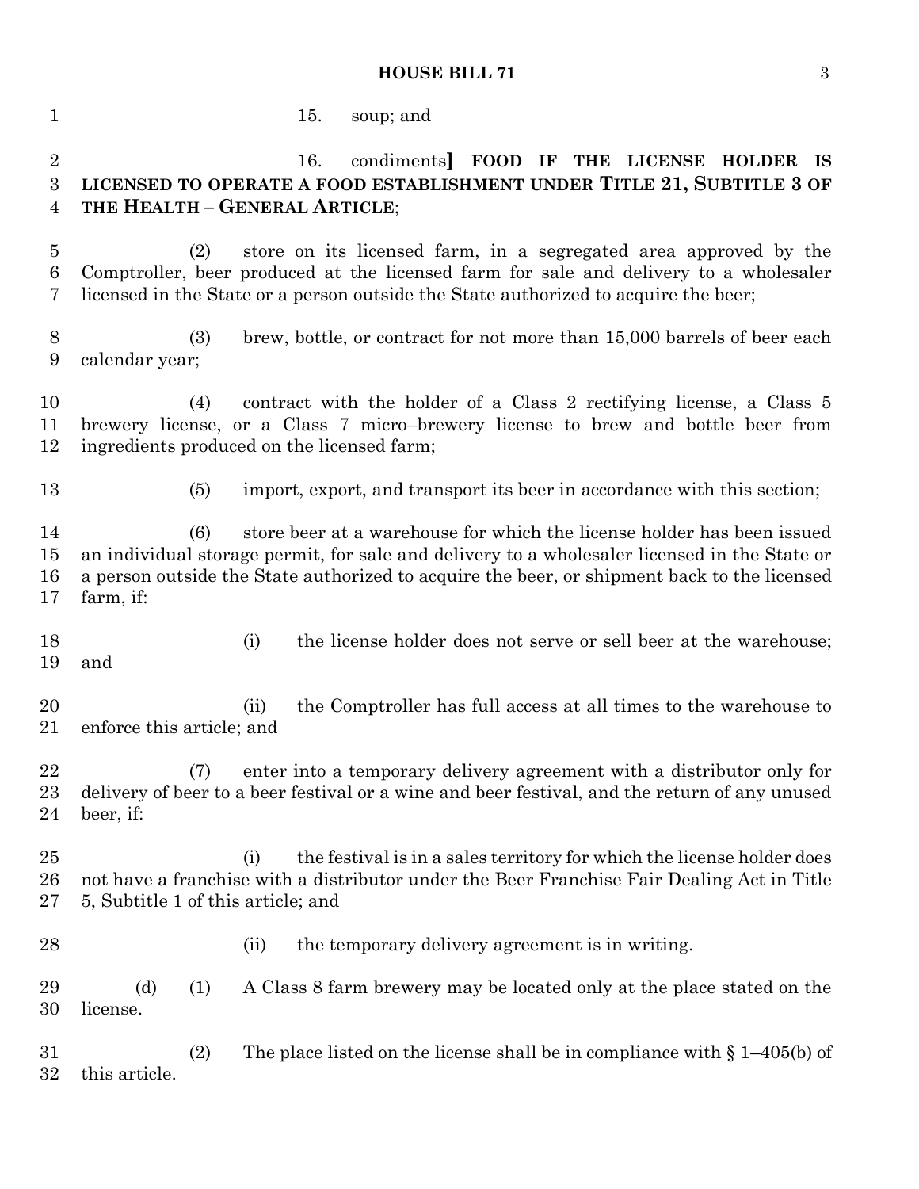15. soup; and

16. condiments**]** **FOOD IF THE LICENSE HOLDER IS LICENSED TO OPERATE A FOOD ESTABLISHMENT UNDER TITLE 21, SUBTITLE 3 OF THE HEALTH – GENERAL ARTICLE**;

(2) store on its licensed farm, in a segregated area approved by the Comptroller, beer produced at the licensed farm for sale and delivery to a wholesaler licensed in the State or a person outside the State authorized to acquire the beer;

(3) brew, bottle, or contract for not more than 15,000 barrels of beer each calendar year;

(4) contract with the holder of a Class 2 rectifying license, a Class 5 brewery license, or a Class 7 micro–brewery license to brew and bottle beer from ingredients produced on the licensed farm;

(5) import, export, and transport its beer in accordance with this section;

(6) store beer at a warehouse for which the license holder has been issued an individual storage permit, for sale and delivery to a wholesaler licensed in the State or a person outside the State authorized to acquire the beer, or shipment back to the licensed farm, if:

(i) the license holder does not serve or sell beer at the warehouse; and

(ii) the Comptroller has full access at all times to the warehouse to enforce this article; and

(7) enter into a temporary delivery agreement with a distributor only for delivery of beer to a beer festival or a wine and beer festival, and the return of any unused beer, if:

(i) the festival is in a sales territory for which the license holder does not have a franchise with a distributor under the Beer Franchise Fair Dealing Act in Title 5, Subtitle 1 of this article; and

(ii) the temporary delivery agreement is in writing.

(d) (1) A Class 8 farm brewery may be located only at the place stated on the license.

(2) The place listed on the license shall be in compliance with § 1–405(b) of this article.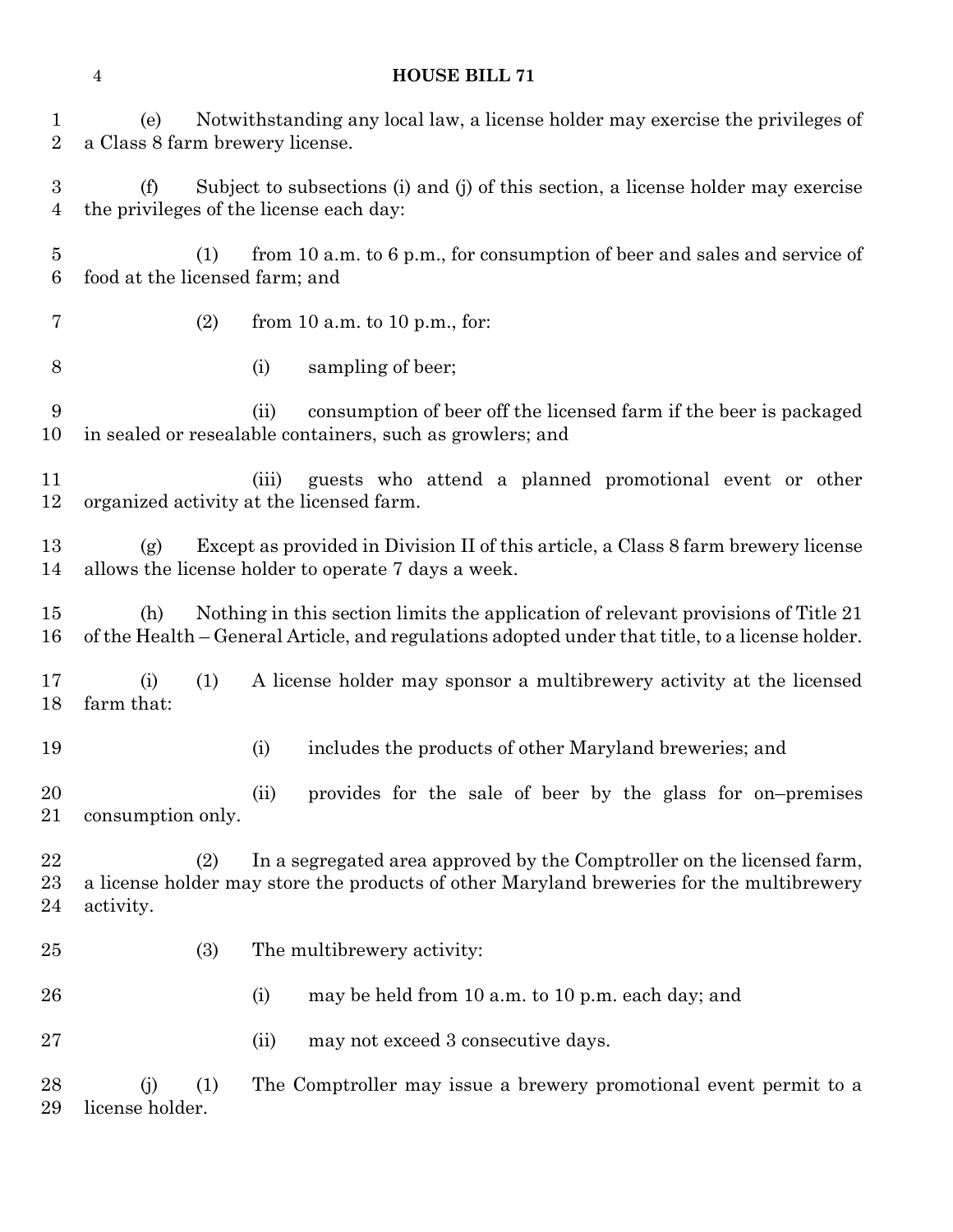(e) Notwithstanding any local law, a license holder may exercise the privileges of a Class 8 farm brewery license.

(f) Subject to subsections (i) and (j) of this section, a license holder may exercise the privileges of the license each day:

(1) from 10 a.m. to 6 p.m., for consumption of beer and sales and service of food at the licensed farm; and

(2) from 10 a.m. to 10 p.m., for:

(i) sampling of beer;

(ii) consumption of beer off the licensed farm if the beer is packaged in sealed or resealable containers, such as growlers; and

(iii) guests who attend a planned promotional event or other organized activity at the licensed farm.

(g) Except as provided in Division II of this article, a Class 8 farm brewery license allows the license holder to operate 7 days a week.

(h) Nothing in this section limits the application of relevant provisions of Title 21 of the Health – General Article, and regulations adopted under that title, to a license holder.

(i) (1) A license holder may sponsor a multibrewery activity at the licensed farm that:

(i) includes the products of other Maryland breweries; and

(ii) provides for the sale of beer by the glass for on–premises consumption only.

(2) In a segregated area approved by the Comptroller on the licensed farm, a license holder may store the products of other Maryland breweries for the multibrewery activity.

(3) The multibrewery activity:

(i) may be held from 10 a.m. to 10 p.m. each day; and

(ii) may not exceed 3 consecutive days.

(j) (1) The Comptroller may issue a brewery promotional event permit to a license holder.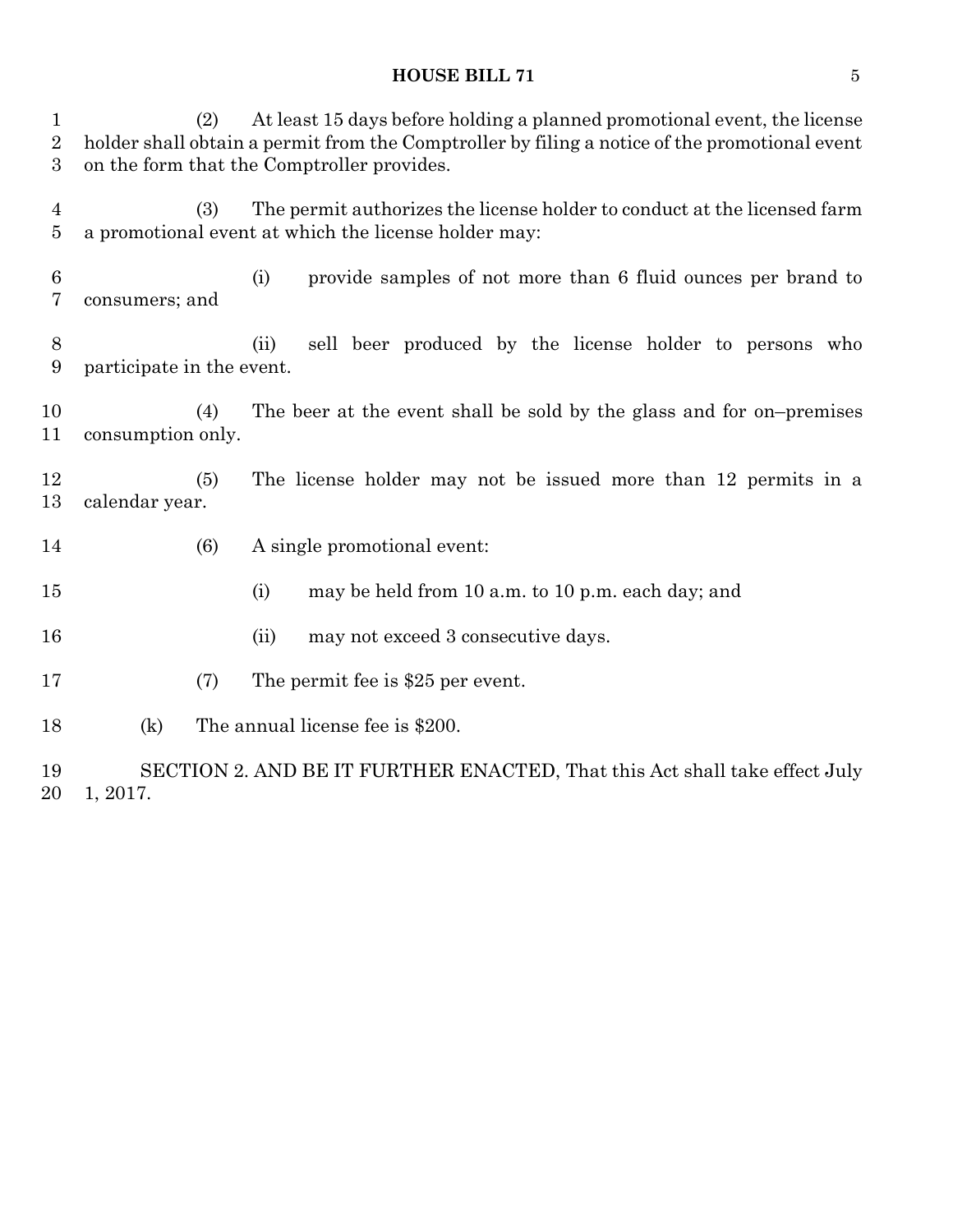(2) At least 15 days before holding a planned promotional event, the license holder shall obtain a permit from the Comptroller by filing a notice of the promotional event on the form that the Comptroller provides.

(3) The permit authorizes the license holder to conduct at the licensed farm a promotional event at which the license holder may:

(i) provide samples of not more than 6 fluid ounces per brand to consumers; and

(ii) sell beer produced by the license holder to persons who participate in the event.

(4) The beer at the event shall be sold by the glass and for on–premises consumption only.

(5) The license holder may not be issued more than 12 permits in a calendar year.

(6) A single promotional event:

(i) may be held from 10 a.m. to 10 p.m. each day; and

(ii) may not exceed 3 consecutive days.

(7) The permit fee is $25 per event.

(k) The annual license fee is $200.

SECTION 2. AND BE IT FURTHER ENACTED, That this Act shall take effect July 1, 2017.